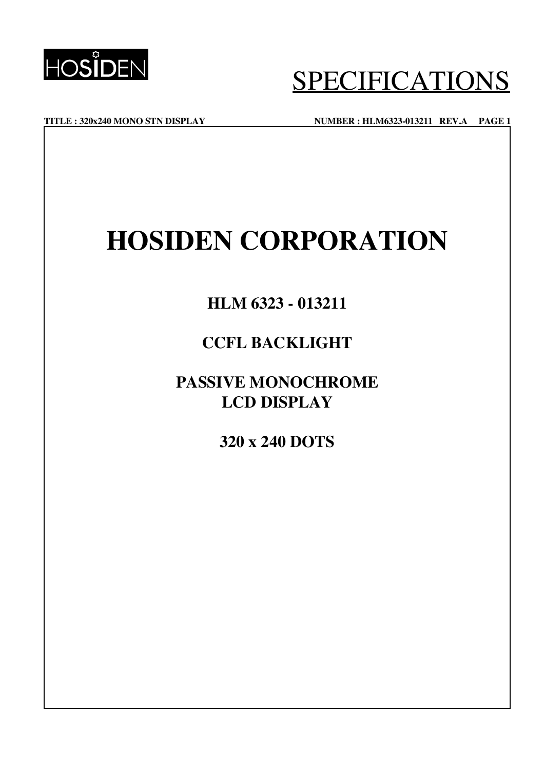# HOSIDEN CORPORATION

## HLM 6323 - 013211

## CCFL BACKLIGHT

## PASSIVE MONOCHROME LCD DISPLAY

## 320 x 240 DOTS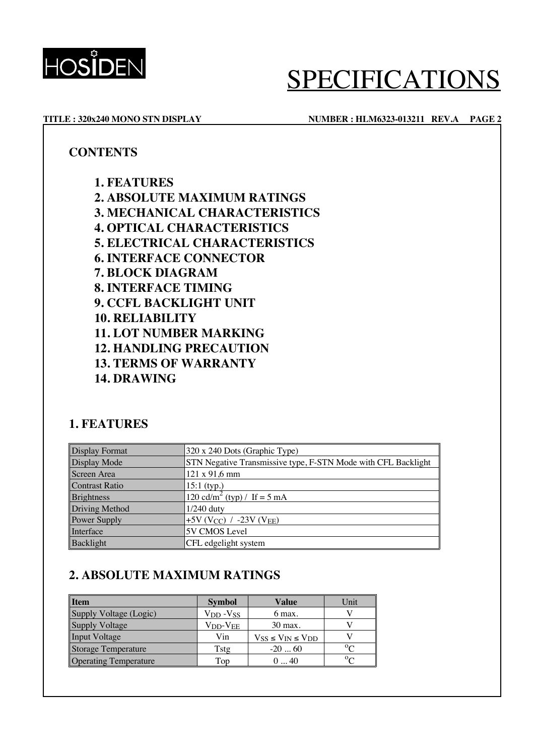## CONTENTS

1. FEATURES
2. ABSOLUTE MAXIMUM RATINGS
3. MECHANICAL CHARACTERISTICS
4. OPTICAL CHARACTERISTICS
5. ELECTRICAL CHARACTERISTICS
6. INTERFACE CONNECTOR
7. BLOCK DIAGRAM
8. INTERFACE TIMING
9. CCFL BACKLIGHT UNIT
10. RELIABILITY
11. LOT NUMBER MARKING
12. HANDLING PRECAUTION
13. TERMS OF WARRANTY
14. DRAWING

## 1. FEATURES

| | |
|---|---|
| Display Format | 320 x 240 Dots (Graphic Type) |
| Display Mode | STN Negative Transmissive type, F-STN Mode with CFL Backlight |
| Screen Area | 121 x 91,6 mm |
| Contrast Ratio | 15:1 (typ.) |
| Brightness | 120 cd/$m^2$ (typ) / If = 5 mA |
| Driving Method | 1/240 duty |
| Power Supply | +5V ($V_{CC}$) / -23V ($V_{EE}$) |
| Interface | 5V CMOS Level |
| Backlight | CFL edgelight system |

## 2. ABSOLUTE MAXIMUM RATINGS

| Item | Symbol | Value | Unit |
|---|---|---|---|
| Supply Voltage (Logic) | $V_{DD}$ - $V_{SS}$ | 6 max. | V |
| Supply Voltage | $V_{DD}$ - $V_{EE}$ | 30 max. | V |
| Input Voltage | Vin | $V_{SS} \le V_{IN} \le V_{DD}$ | V |
| Storage Temperature | Tstg | -20 ... 60 | $^{o}$C |
| Operating Temperature | Top | 0 ... 40 | $^{o}$C |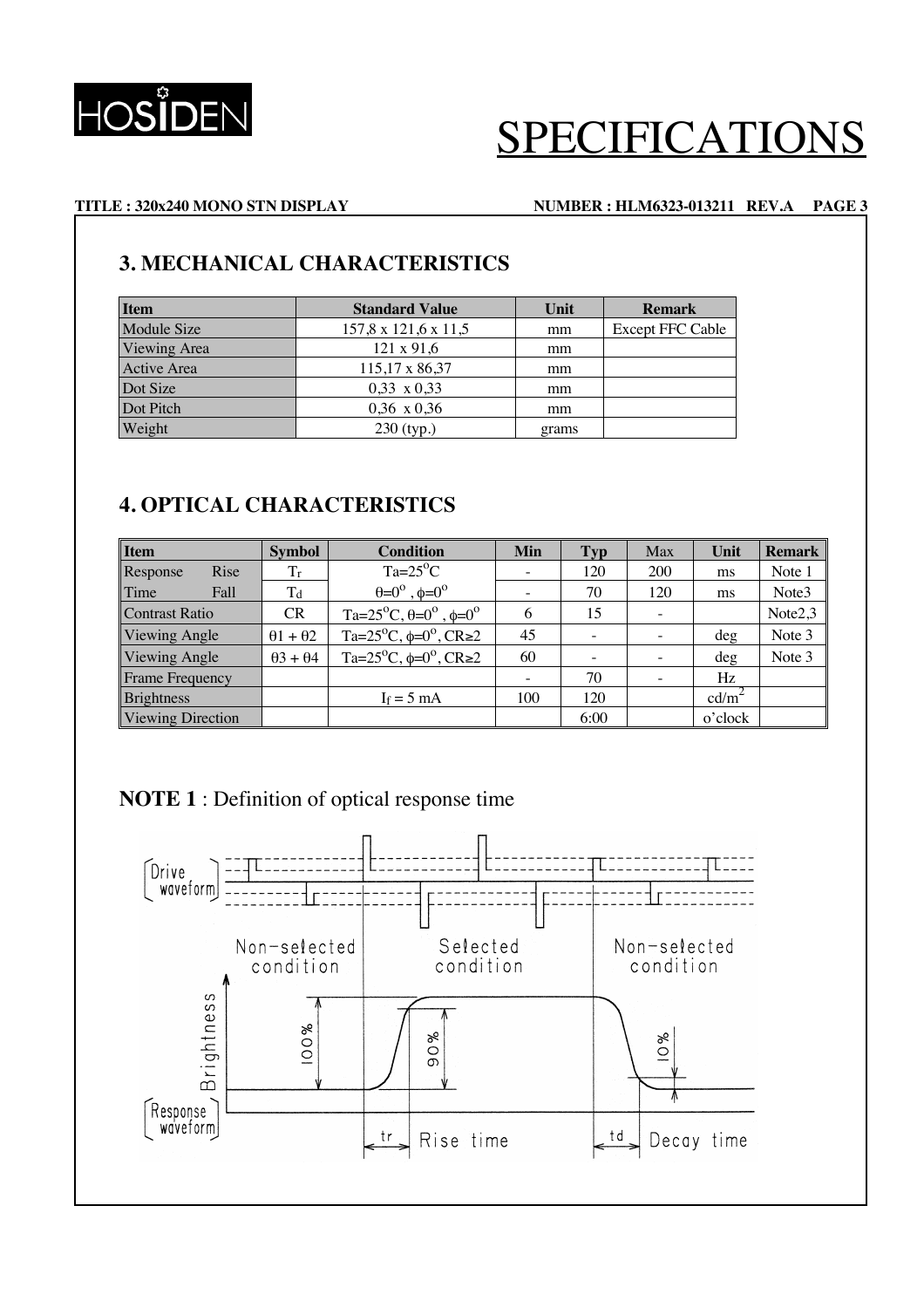## 3. MECHANICAL CHARACTERISTICS

| Item | Standard Value | Unit | Remark |
|---|---|---|---|
| Module Size | 157,8 x 121,6 x 11,5 | mm | Except FFC Cable |
| Viewing Area | 121 x 91,6 | mm | |
| Active Area | 115,17 x 86,37 | mm | |
| Dot Size | 0,33 x 0,33 | mm | |
| Dot Pitch | 0,36 x 0,36 | mm | |
| Weight | 230 (typ.) | grams | |

## 4. OPTICAL CHARACTERISTICS

| Item | | Symbol | Condition | Min | Typ | Max | Unit | Remark |
|---|---|---|---|---|---|---|---|---|
| Response Time | Rise | $T_r$ | $Ta=25^oC$, $\theta=0^o$, $\phi=0^o$ | - | 120 | 200 | ms | Note 1 |
| | Fall | $T_d$ | | - | 70 | 120 | ms | Note3 |
| Contrast Ratio | | CR | $Ta=25^oC$, $\theta=0^o$, $\phi=0^o$ | 6 | 15 | - | | Note2,3 |
| Viewing Angle | | $\theta 1 + \theta 2$ | $Ta=25^oC$, $\phi=0^o$, $CR\geq2$ | 45 | - | - | deg | Note 3 |
| Viewing Angle | | $\theta 3 + \theta 4$ | $Ta=25^oC$, $\phi=0^o$, $CR\geq2$ | 60 | - | - | deg | Note 3 |
| Frame Frequency | | | | - | 70 | - | Hz | |
| Brightness | | | $I_f = 5$ mA | 100 | 120 | | $cd/m^2$ | |
| Viewing Direction | | | | | 6:00 | | o'clock | |

## NOTE 1 : Definition of optical response time

Drive waveform

Non-selected condition — Selected condition — Non-selected condition

Brightness: 100%, 90%, 10%

Response waveform

tr Rise time — td Decay time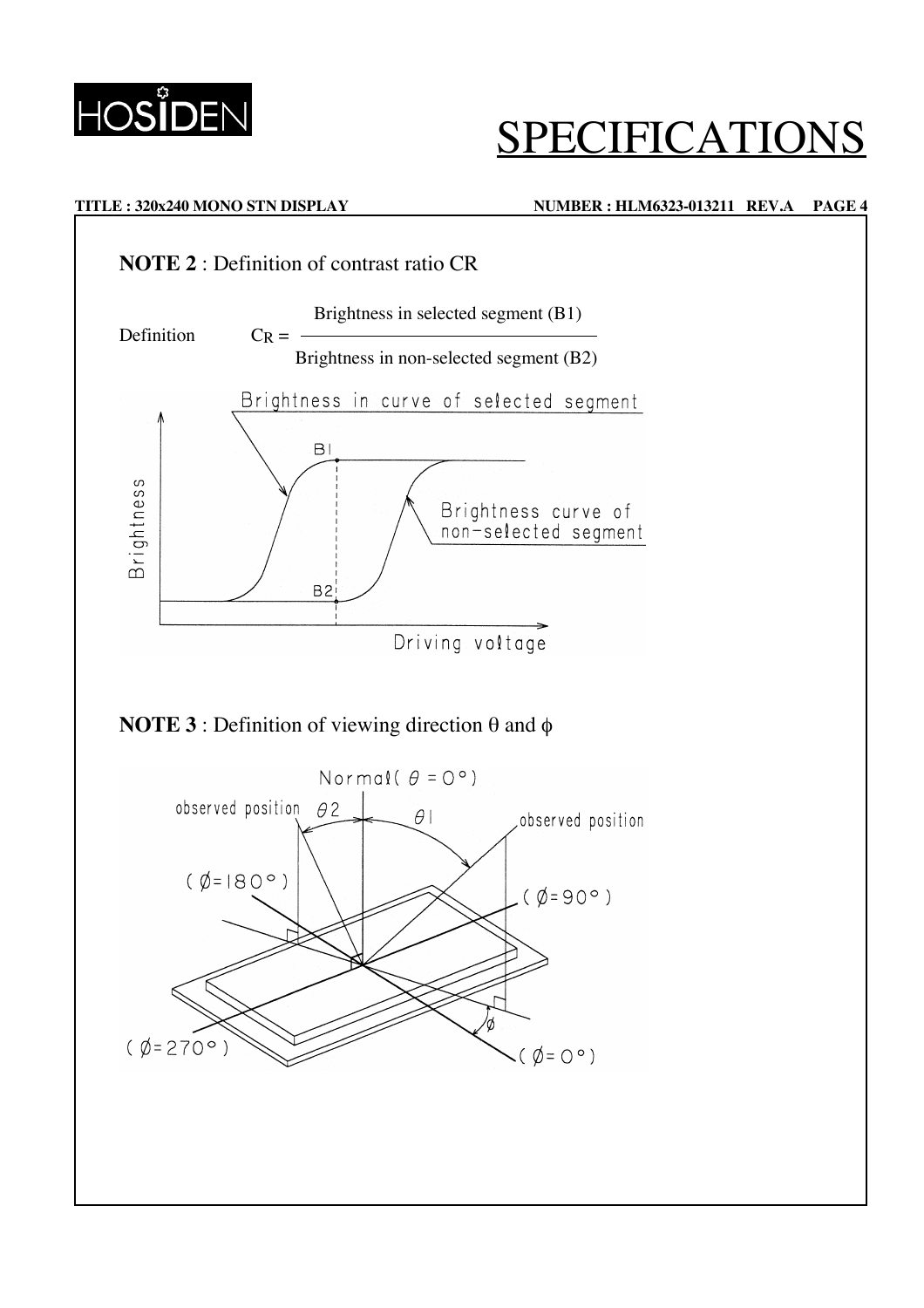**NOTE 2** : Definition of contrast ratio CR

$$\text{Definition} \qquad C_R = \frac{\text{Brightness in selected segment (B1)}}{\text{Brightness in non-selected segment (B2)}}$$

Brightness in curve of selected segment

B1

Brightness

Brightness curve of non-selected segment

B2

Driving voltage

**NOTE 3** : Definition of viewing direction θ and ϕ

Normal( $\theta = 0°$ )

observed position $\theta 2$ $\theta 1$ observed position

( $\phi = 180°$ )

( $\phi = 90°$ )

$\phi$

( $\phi = 270°$ )

( $\phi = 0°$ )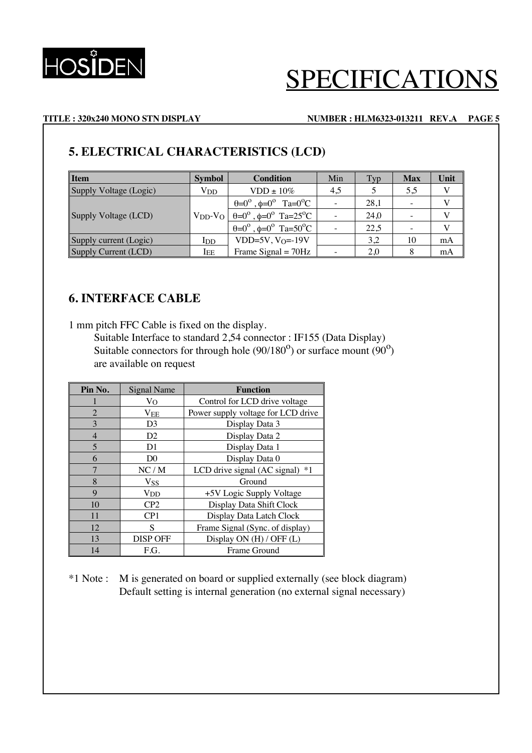## 5. ELECTRICAL CHARACTERISTICS (LCD)

| Item | Symbol | Condition | Min | Typ | Max | Unit |
|---|---|---|---|---|---|---|
| Supply Voltage (Logic) | $V_{DD}$ | VDD ± 10% | 4,5 | 5 | 5,5 | V |
| Supply Voltage (LCD) | $V_{DD}$-$V_O$ | $\theta$=0°, $\phi$=0° Ta=0°C | - | 28,1 | - | V |
| | | $\theta$=0°, $\phi$=0° Ta=25°C | - | 24,0 | - | V |
| | | $\theta$=0°, $\phi$=0° Ta=50°C | - | 22,5 | - | V |
| Supply current (Logic) | $I_{DD}$ | VDD=5V, $V_O$=-19V | | 3,2 | 10 | mA |
| Supply Current (LCD) | $I_{EE}$ | Frame Signal = 70Hz | - | 2,0 | 8 | mA |

## 6. INTERFACE CABLE

1 mm pitch FFC Cable is fixed on the display.

Suitable Interface to standard 2,54 connector : IF155 (Data Display)
Suitable connectors for through hole (90/180°) or surface mount (90°) are available on request

| Pin No. | Signal Name | Function |
|---|---|---|
| 1 | $V_O$ | Control for LCD drive voltage |
| 2 | $V_{EE}$ | Power supply voltage for LCD drive |
| 3 | D3 | Display Data 3 |
| 4 | D2 | Display Data 2 |
| 5 | D1 | Display Data 1 |
| 6 | D0 | Display Data 0 |
| 7 | NC / M | LCD drive signal (AC signal) *1 |
| 8 | $V_{SS}$ | Ground |
| 9 | $V_{DD}$ | +5V Logic Supply Voltage |
| 10 | CP2 | Display Data Shift Clock |
| 11 | CP1 | Display Data Latch Clock |
| 12 | S | Frame Signal (Sync. of display) |
| 13 | DISP OFF | Display ON (H) / OFF (L) |
| 14 | F.G. | Frame Ground |

*1 Note : M is generated on board or supplied externally (see block diagram)
Default setting is internal generation (no external signal necessary)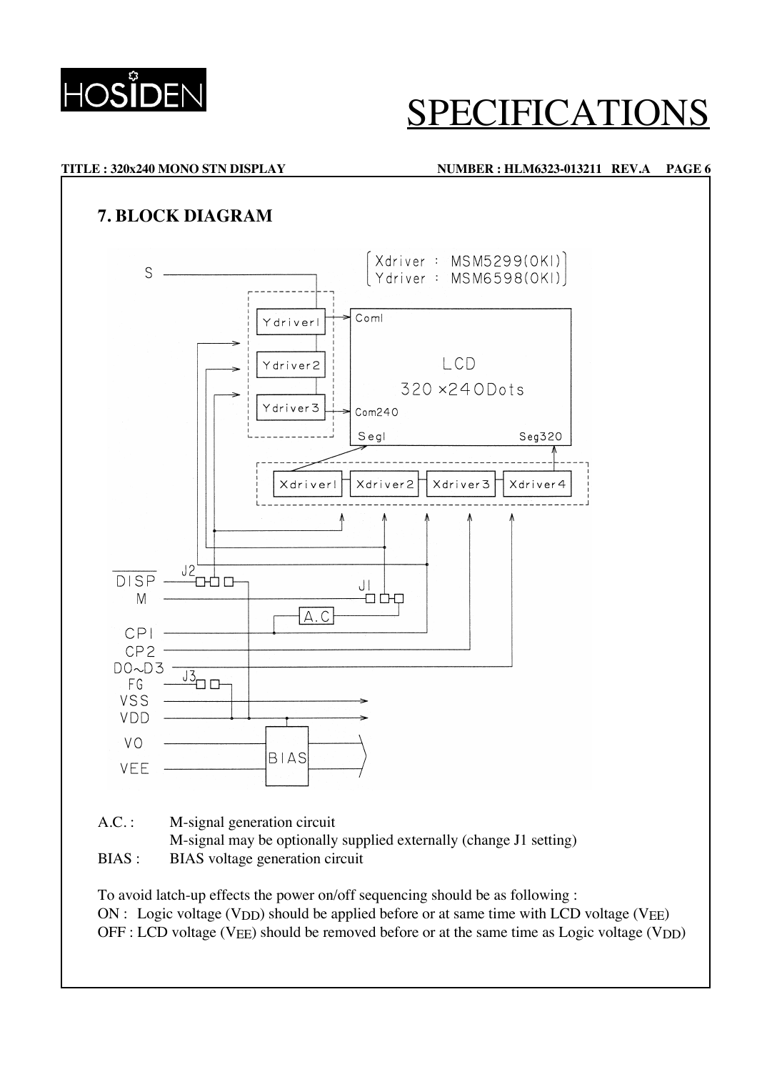## 7. BLOCK DIAGRAM

A.C. : M-signal generation circuit
M-signal may be optionally supplied externally (change J1 setting)

BIAS : BIAS voltage generation circuit

To avoid latch-up effects the power on/off sequencing should be as following :

ON : Logic voltage ($V_{DD}$) should be applied before or at same time with LCD voltage ($V_{EE}$)

OFF : LCD voltage ($V_{EE}$) should be removed before or at the same time as Logic voltage ($V_{DD}$)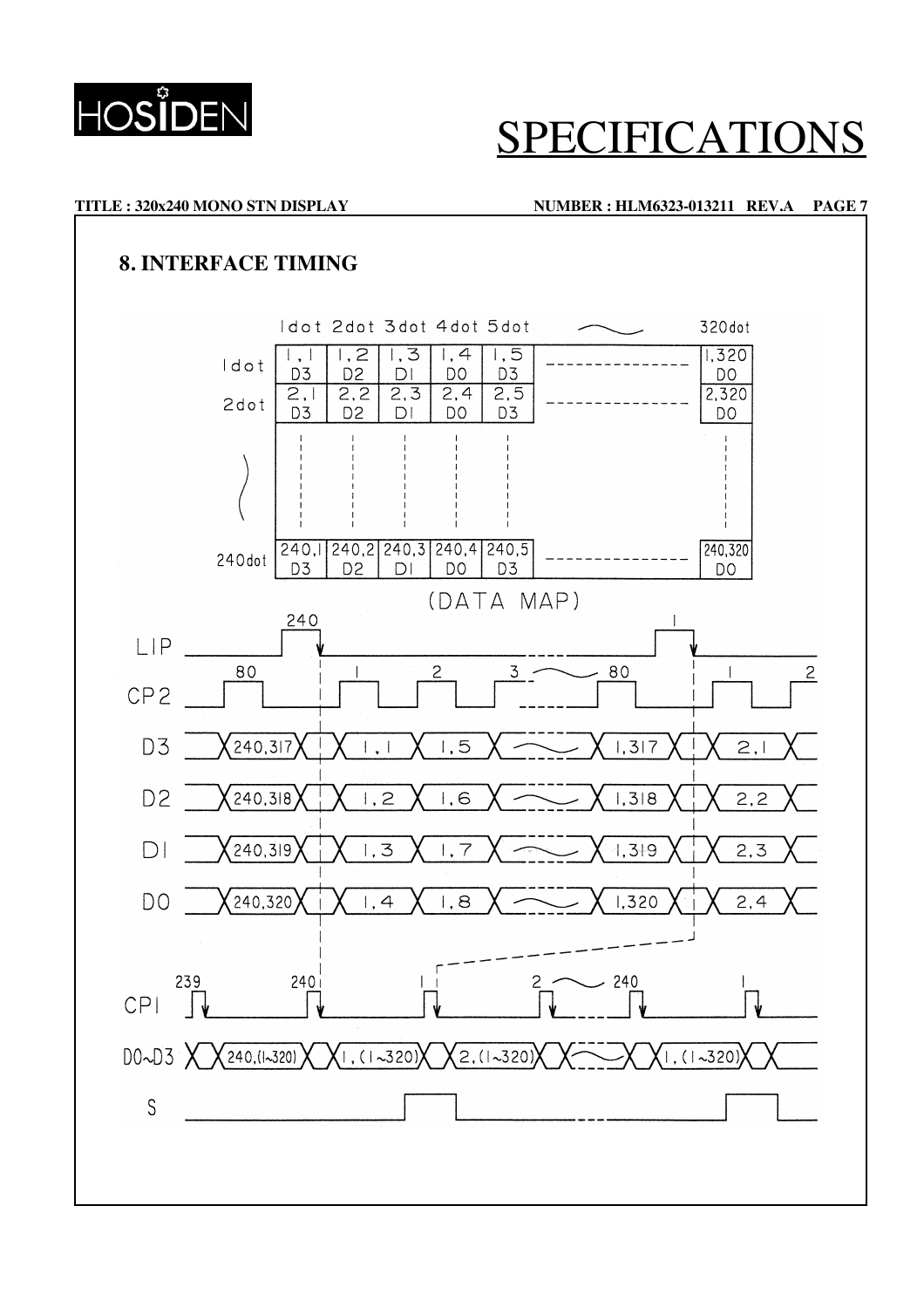## 8. INTERFACE TIMING

|  | 1dot | 2dot | 3dot | 4dot | 5dot | ~ | 320dot |
|---|---|---|---|---|---|---|---|
| 1dot | 1,1 D3 | 1,2 D2 | 1,3 D1 | 1,4 D0 | 1,5 D3 | ---- | 1,320 D0 |
| 2dot | 2,1 D3 | 2,2 D2 | 2,3 D1 | 2,4 D0 | 2,5 D3 | ---- | 2,320 D0 |
| ~ | ¦ | ¦ | ¦ | ¦ | ¦ |  | ¦ |
| 240dot | 240,1 D3 | 240,2 D2 | 240,3 D1 | 240,4 D0 | 240,5 D3 | ---- | 240,320 D0 |

(DATA MAP)

LIP: 240, 1

CP2: 80, 1, 2, 3, 80, 1, 2

D3: 240,317 | 1,1 | 1,5 | ~ | 1,317 | 2,1

D2: 240,318 | 1,2 | 1,6 | ~ | 1,318 | 2,2

D1: 240,319 | 1,3 | 1,7 | ~ | 1,319 | 2,3

D0: 240,320 | 1,4 | 1,8 | ~ | 1,320 | 2,4

CP1: 239, 240, 1, 2, 240, 1

D0~D3: 240,(1~320) | 1,(1~320) | 2,(1~320) | ~ | 1,(1~320)

S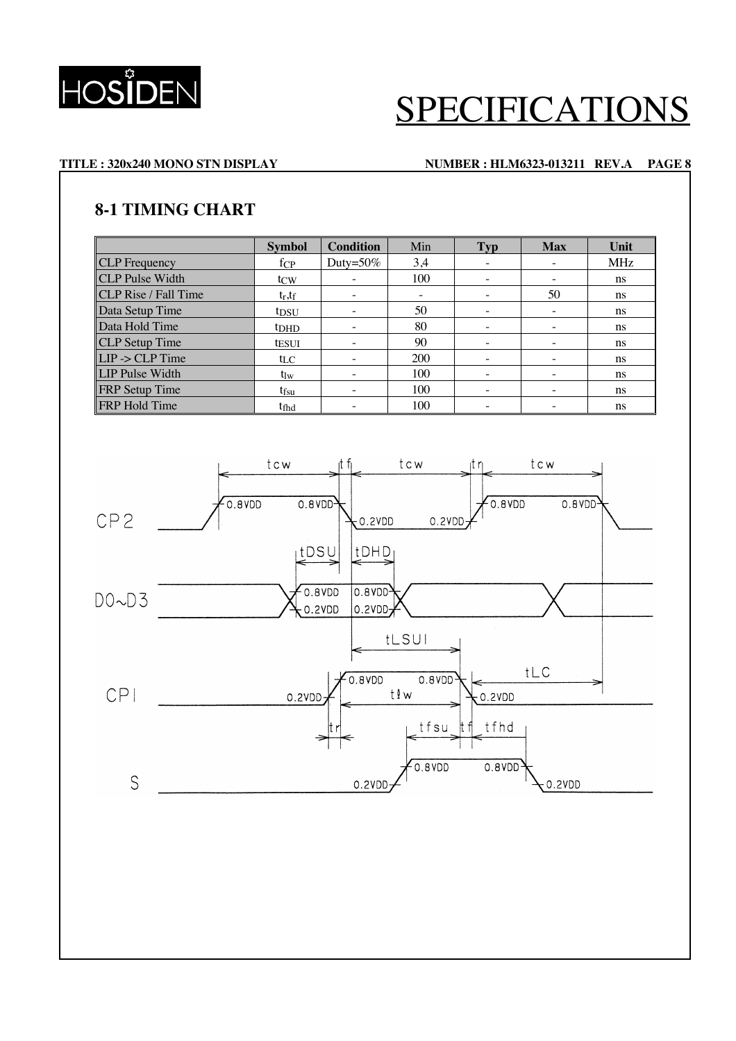## 8-1 TIMING CHART

| | Symbol | Condition | Min | Typ | Max | Unit |
|---|---|---|---|---|---|---|
| CLP Frequency | $f_{CP}$ | Duty=50% | 3,4 | - | - | MHz |
| CLP Pulse Width | $t_{CW}$ | - | 100 | - | - | ns |
| CLP Rise / Fall Time | $t_r,t_f$ | - | - | - | 50 | ns |
| Data Setup Time | $t_{DSU}$ | - | 50 | - | - | ns |
| Data Hold Time | $t_{DHD}$ | - | 80 | - | - | ns |
| CLP Setup Time | $t_{ESUI}$ | - | 90 | - | - | ns |
| LIP -> CLP Time | $t_{LC}$ | - | 200 | - | - | ns |
| LIP Pulse Width | $t_{lw}$ | - | 100 | - | - | ns |
| FRP Setup Time | $t_{fsu}$ | - | 100 | - | - | ns |
| FRP Hold Time | $t_{fhd}$ | - | 100 | - | - | ns |

CP2: tcw, tf, tcw, tr, tcw — 0.8VDD, 0.8VDD, 0.2VDD, 0.2VDD, 0.8VDD, 0.8VDD

D0~D3: tDSU, tDHD — 0.8VDD, 0.2VDD, 0.8VDD, 0.2VDD

tLSUI, tLC

CP1: 0.2VDD, 0.8VDD, 0.8VDD, 0.2VDD, tlw, tr

tfsu, tf, tfhd

S: 0.2VDD, 0.8VDD, 0.8VDD, 0.2VDD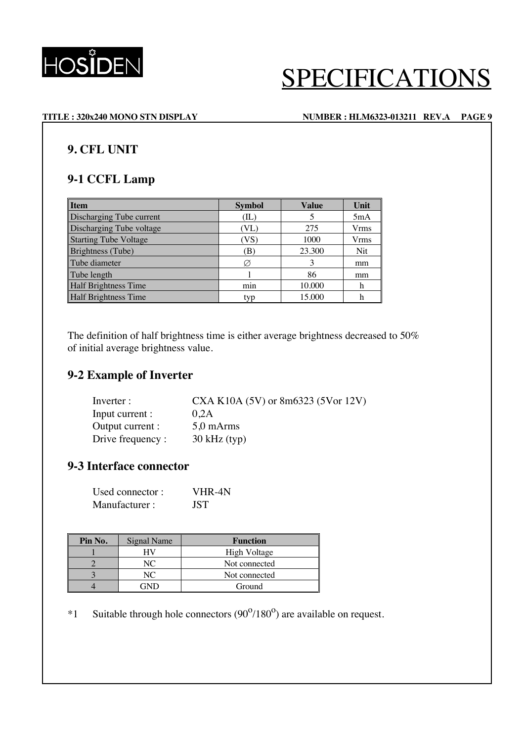## 9. CFL UNIT

### 9-1 CCFL Lamp

| Item | Symbol | Value | Unit |
|---|---|---|---|
| Discharging Tube current | (IL) | 5 | 5mA |
| Discharging Tube voltage | (VL) | 275 | Vrms |
| Starting Tube Voltage | (VS) | 1000 | Vrms |
| Brightness (Tube) | (B) | 23.300 | Nit |
| Tube diameter | ∅ | 3 | mm |
| Tube length | l | 86 | mm |
| Half Brightness Time | min | 10.000 | h |
| Half Brightness Time | typ | 15.000 | h |

The definition of half brightness time is either average brightness decreased to 50% of initial average brightness value.

### 9-2 Example of Inverter

Inverter : CXA K10A (5V) or 8m6323 (5Vor 12V)
Input current : 0,2A
Output current : 5,0 mArms
Drive frequency : 30 kHz (typ)

### 9-3 Interface connector

Used connector : VHR-4N
Manufacturer : JST

| Pin No. | Signal Name | Function |
|---|---|---|
| 1 | HV | High Voltage |
| 2 | NC | Not connected |
| 3 | NC | Not connected |
| 4 | GND | Ground |

*1 Suitable through hole connectors ($90^o$/$180^o$) are available on request.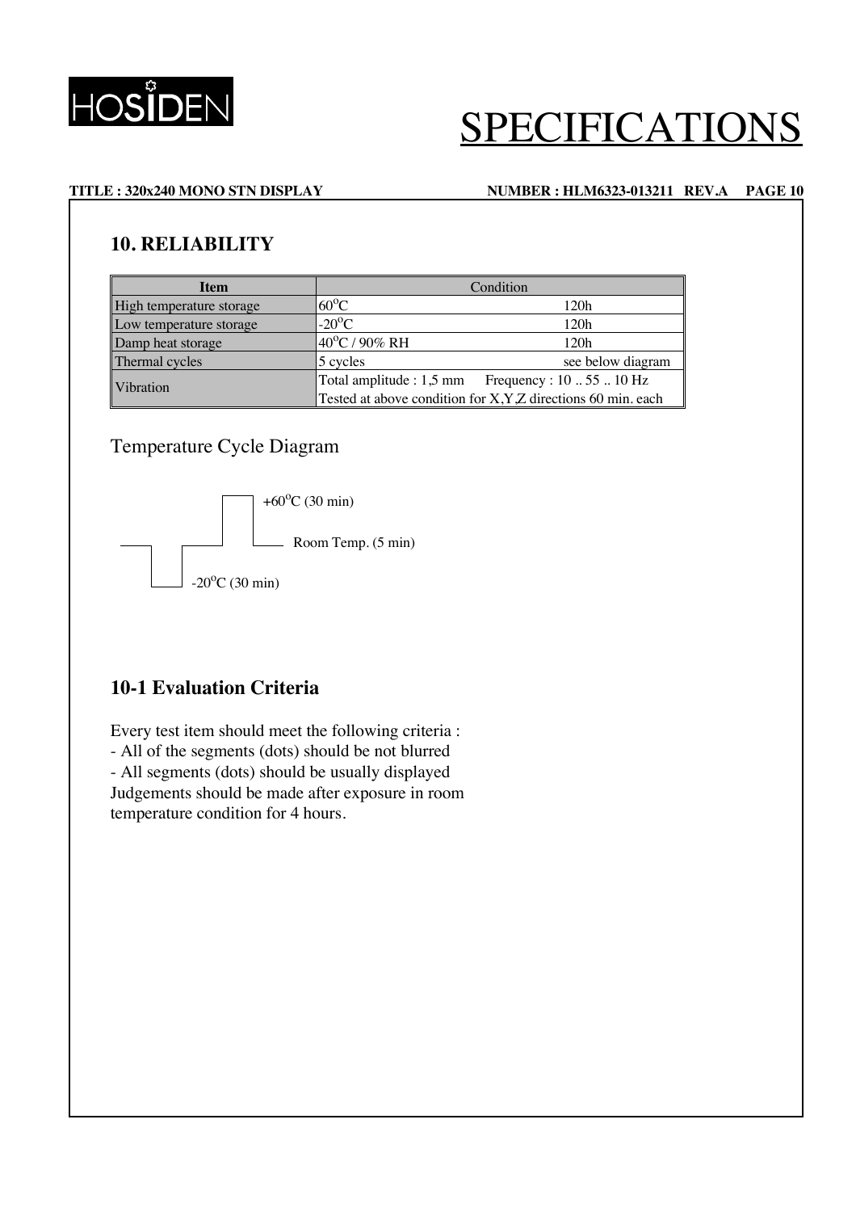## 10. RELIABILITY

| Item | Condition | |
|---|---|---|
| High temperature storage | 60°C | 120h |
| Low temperature storage | -20°C | 120h |
| Damp heat storage | 40°C / 90% RH | 120h |
| Thermal cycles | 5 cycles | see below diagram |
| Vibration | Total amplitude : 1,5 mm Frequency : 10 .. 55 .. 10 Hz<br>Tested at above condition for X,Y,Z directions 60 min. each | |

Temperature Cycle Diagram

+60°C (30 min)

Room Temp. (5 min)

-20°C (30 min)

### 10-1 Evaluation Criteria

Every test item should meet the following criteria :
- All of the segments (dots) should be not blurred
- All segments (dots) should be usually displayed

Judgements should be made after exposure in room temperature condition for 4 hours.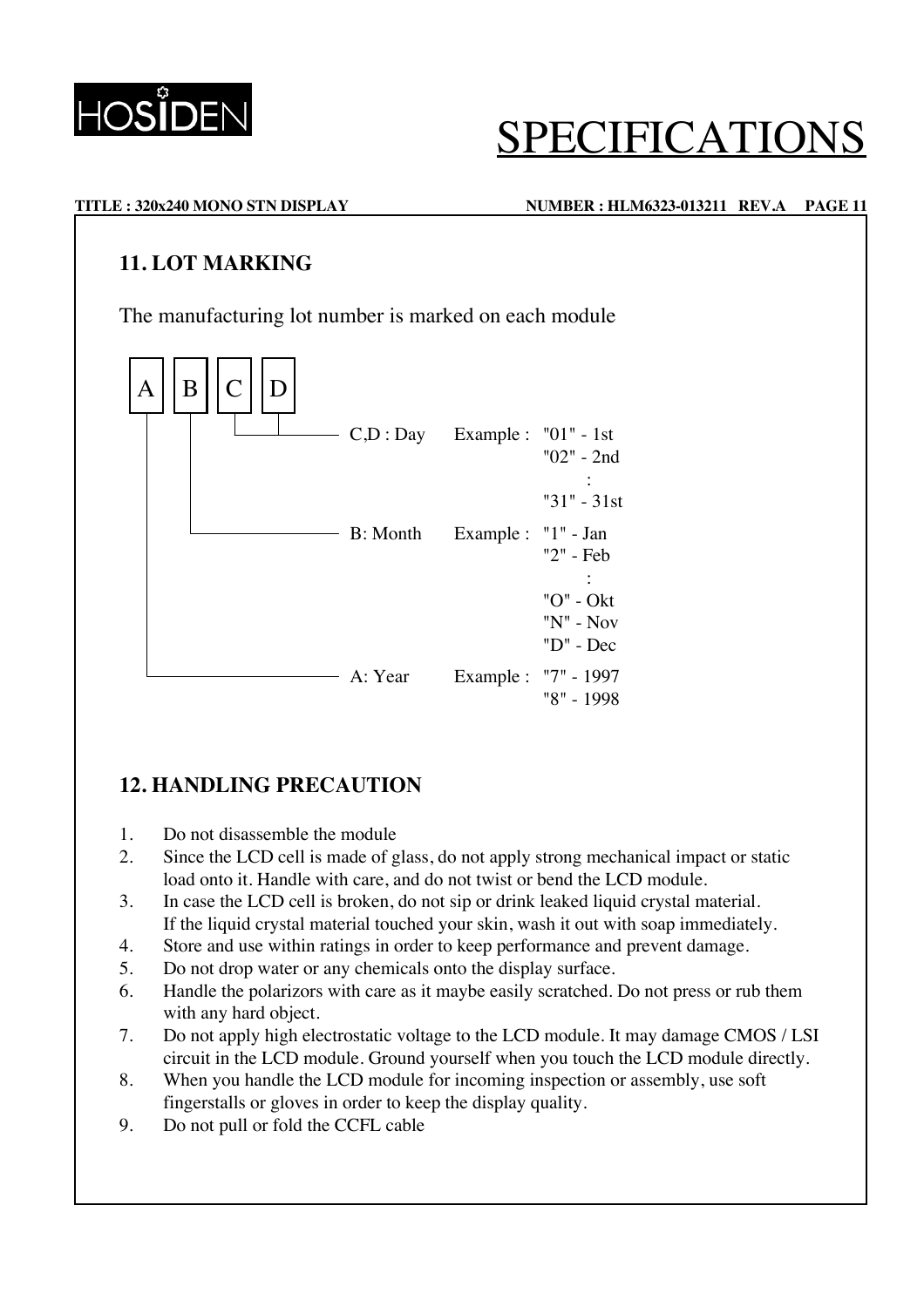## 11. LOT MARKING

The manufacturing lot number is marked on each module

| A | B | C | D |
|---|---|---|---|

| Field | | Example |
|---|---|---|
| C,D : Day | Example : | "01" - 1st<br>"02" - 2nd<br>:<br>"31" - 31st |
| B: Month | Example : | "1" - Jan<br>"2" - Feb<br>:<br>"O" - Okt<br>"N" - Nov<br>"D" - Dec |
| A: Year | Example : | "7" - 1997<br>"8" - 1998 |

## 12. HANDLING PRECAUTION

1. Do not disassemble the module
2. Since the LCD cell is made of glass, do not apply strong mechanical impact or static load onto it. Handle with care, and do not twist or bend the LCD module.
3. In case the LCD cell is broken, do not sip or drink leaked liquid crystal material. If the liquid crystal material touched your skin, wash it out with soap immediately.
4. Store and use within ratings in order to keep performance and prevent damage.
5. Do not drop water or any chemicals onto the display surface.
6. Handle the polarizors with care as it maybe easily scratched. Do not press or rub them with any hard object.
7. Do not apply high electrostatic voltage to the LCD module. It may damage CMOS / LSI circuit in the LCD module. Ground yourself when you touch the LCD module directly.
8. When you handle the LCD module for incoming inspection or assembly, use soft fingerstalls or gloves in order to keep the display quality.
9. Do not pull or fold the CCFL cable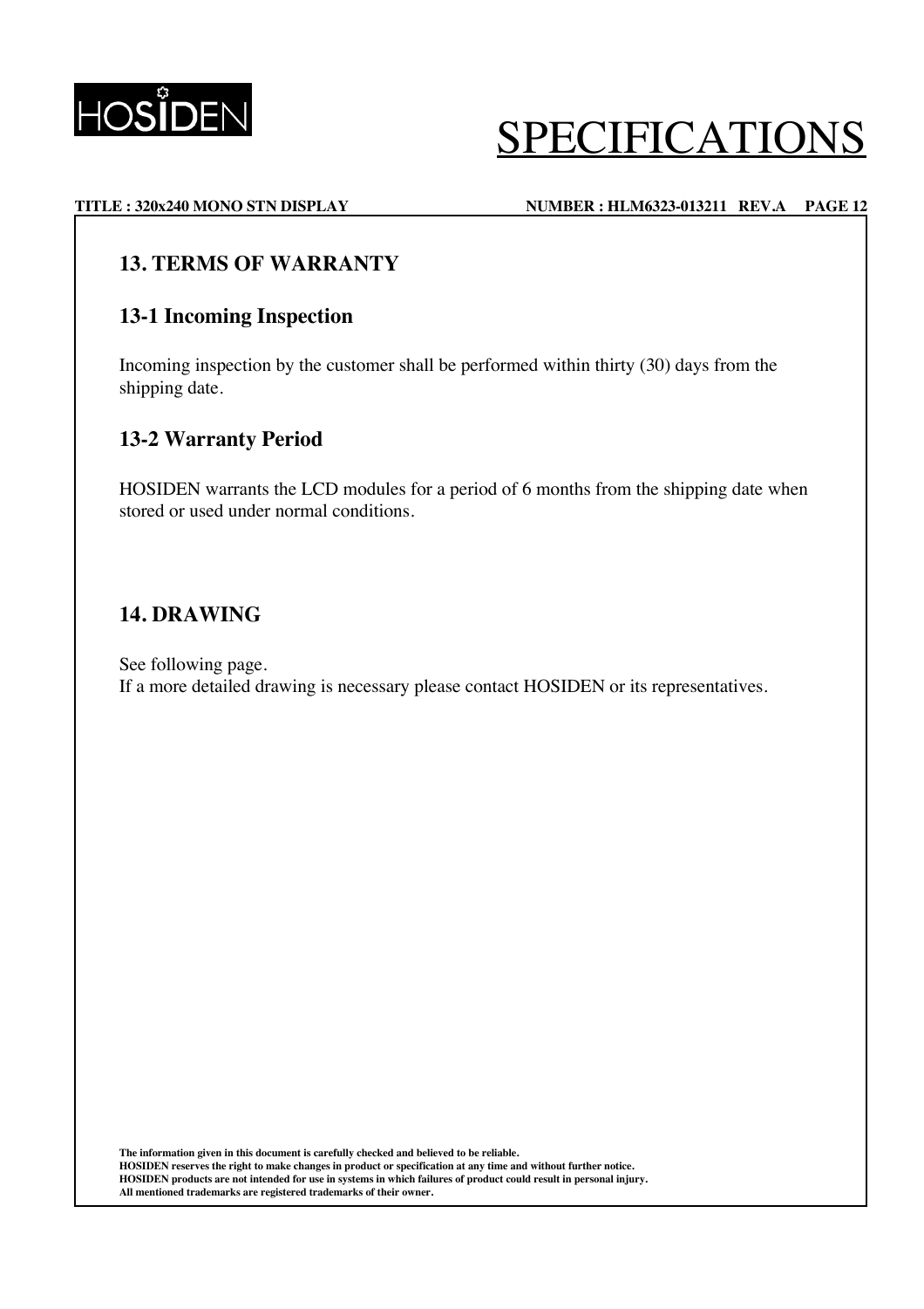## 13. TERMS OF WARRANTY

### 13-1 Incoming Inspection

Incoming inspection by the customer shall be performed within thirty (30) days from the shipping date.

### 13-2 Warranty Period

HOSIDEN warrants the LCD modules for a period of 6 months from the shipping date when stored or used under normal conditions.

## 14. DRAWING

See following page.
If a more detailed drawing is necessary please contact HOSIDEN or its representatives.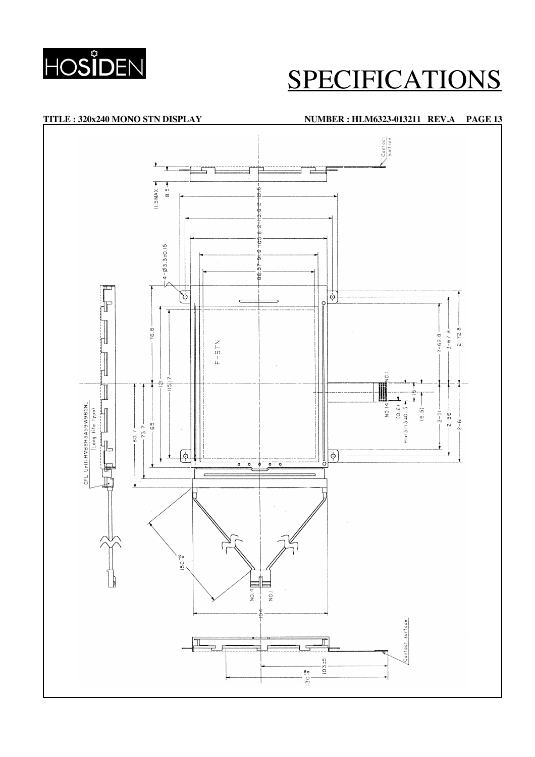# SPECIFICATIONS

**TITLE : 320x240 MONO STN DISPLAY**

**NUMBER : HLM6323-013211 REV.A PAGE 13**

Contact surface

11.5MAX.

8.5

121.6

2-113.6

105.6

91.6

86.37

4-Ø3.3±0.15

F-STN

76.8

121

115.17

80.7

73.7

65

2-62.8

2-67.8

2-72.8

NO.1

NO.14

(0.6)

P1x13=13±0.15

15

(6.5)

2-51

2-56

2-61

CFL Unit: HMBSH3A59W98GNL (Long life type)

$150^{+10}_{-0}$

NO.4

NO.1

104

Contact surface

103±5

$130^{+10}_{-0}$